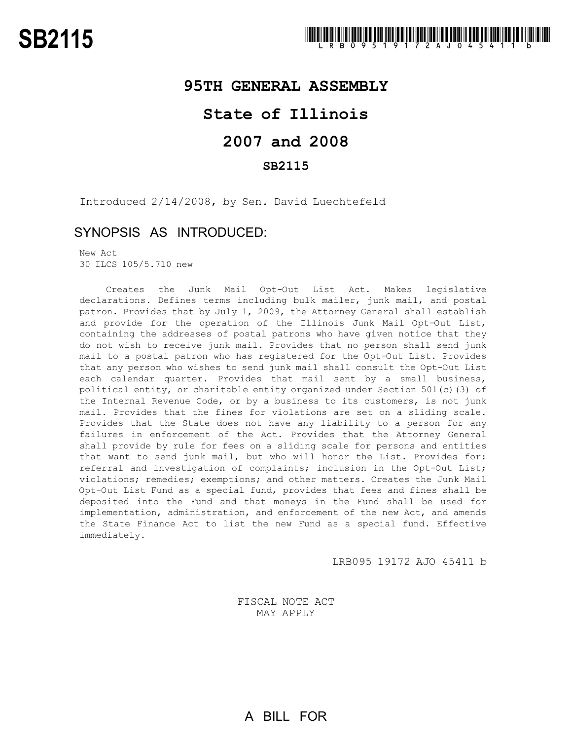# SB2115

LRB095 19172 AJO 45411 b

## 95TH GENERAL ASSEMBLY

## State of Illinois

## 2007 and 2008

### SB2115

Introduced 2/14/2008, by Sen. David Luechtefeld

## SYNOPSIS AS INTRODUCED:

New Act
30 ILCS 105/5.710 new

Creates the Junk Mail Opt-Out List Act. Makes legislative declarations. Defines terms including bulk mailer, junk mail, and postal patron. Provides that by July 1, 2009, the Attorney General shall establish and provide for the operation of the Illinois Junk Mail Opt-Out List, containing the addresses of postal patrons who have given notice that they do not wish to receive junk mail. Provides that no person shall send junk mail to a postal patron who has registered for the Opt-Out List. Provides that any person who wishes to send junk mail shall consult the Opt-Out List each calendar quarter. Provides that mail sent by a small business, political entity, or charitable entity organized under Section 501(c)(3) of the Internal Revenue Code, or by a business to its customers, is not junk mail. Provides that the fines for violations are set on a sliding scale. Provides that the State does not have any liability to a person for any failures in enforcement of the Act. Provides that the Attorney General shall provide by rule for fees on a sliding scale for persons and entities that want to send junk mail, but who will honor the List. Provides for: referral and investigation of complaints; inclusion in the Opt-Out List; violations; remedies; exemptions; and other matters. Creates the Junk Mail Opt-Out List Fund as a special fund, provides that fees and fines shall be deposited into the Fund and that moneys in the Fund shall be used for implementation, administration, and enforcement of the new Act, and amends the State Finance Act to list the new Fund as a special fund. Effective immediately.

LRB095 19172 AJO 45411 b

FISCAL NOTE ACT
MAY APPLY

A BILL FOR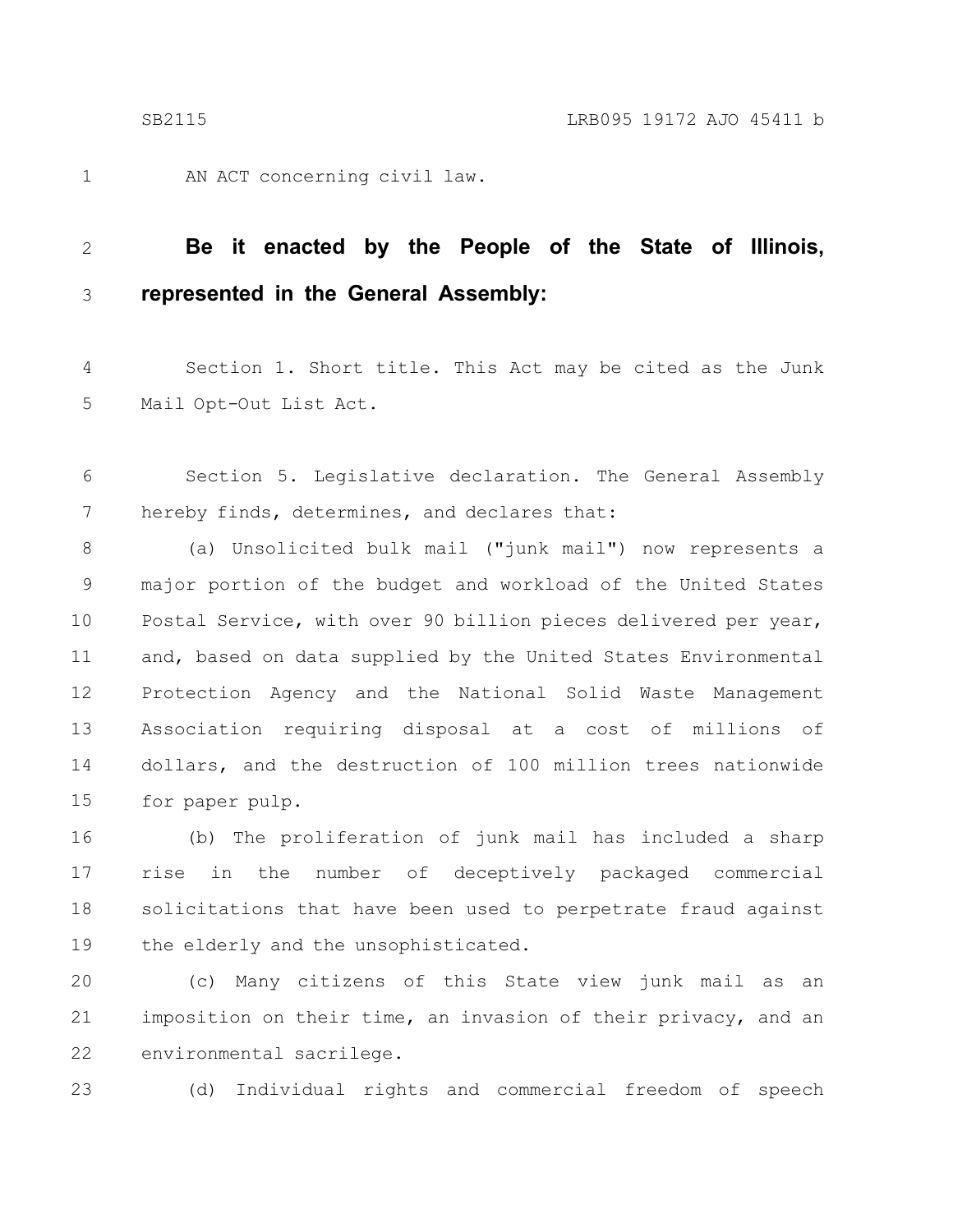AN ACT concerning civil law.

**Be it enacted by the People of the State of Illinois, represented in the General Assembly:**

Section 1. Short title. This Act may be cited as the Junk Mail Opt-Out List Act.

Section 5. Legislative declaration. The General Assembly hereby finds, determines, and declares that:

(a) Unsolicited bulk mail ("junk mail") now represents a major portion of the budget and workload of the United States Postal Service, with over 90 billion pieces delivered per year, and, based on data supplied by the United States Environmental Protection Agency and the National Solid Waste Management Association requiring disposal at a cost of millions of dollars, and the destruction of 100 million trees nationwide for paper pulp.

(b) The proliferation of junk mail has included a sharp rise in the number of deceptively packaged commercial solicitations that have been used to perpetrate fraud against the elderly and the unsophisticated.

(c) Many citizens of this State view junk mail as an imposition on their time, an invasion of their privacy, and an environmental sacrilege.

(d) Individual rights and commercial freedom of speech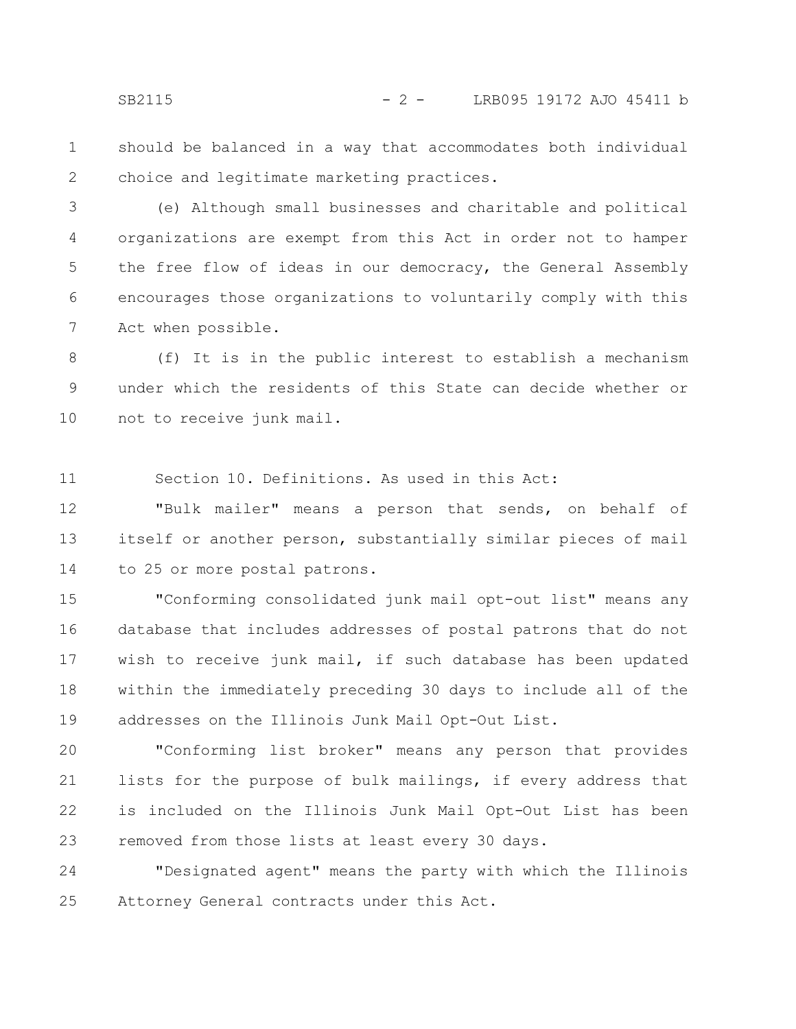should be balanced in a way that accommodates both individual choice and legitimate marketing practices.

(e) Although small businesses and charitable and political organizations are exempt from this Act in order not to hamper the free flow of ideas in our democracy, the General Assembly encourages those organizations to voluntarily comply with this Act when possible.

(f) It is in the public interest to establish a mechanism under which the residents of this State can decide whether or not to receive junk mail.

Section 10. Definitions. As used in this Act:

"Bulk mailer" means a person that sends, on behalf of itself or another person, substantially similar pieces of mail to 25 or more postal patrons.

"Conforming consolidated junk mail opt-out list" means any database that includes addresses of postal patrons that do not wish to receive junk mail, if such database has been updated within the immediately preceding 30 days to include all of the addresses on the Illinois Junk Mail Opt-Out List.

"Conforming list broker" means any person that provides lists for the purpose of bulk mailings, if every address that is included on the Illinois Junk Mail Opt-Out List has been removed from those lists at least every 30 days.

"Designated agent" means the party with which the Illinois Attorney General contracts under this Act.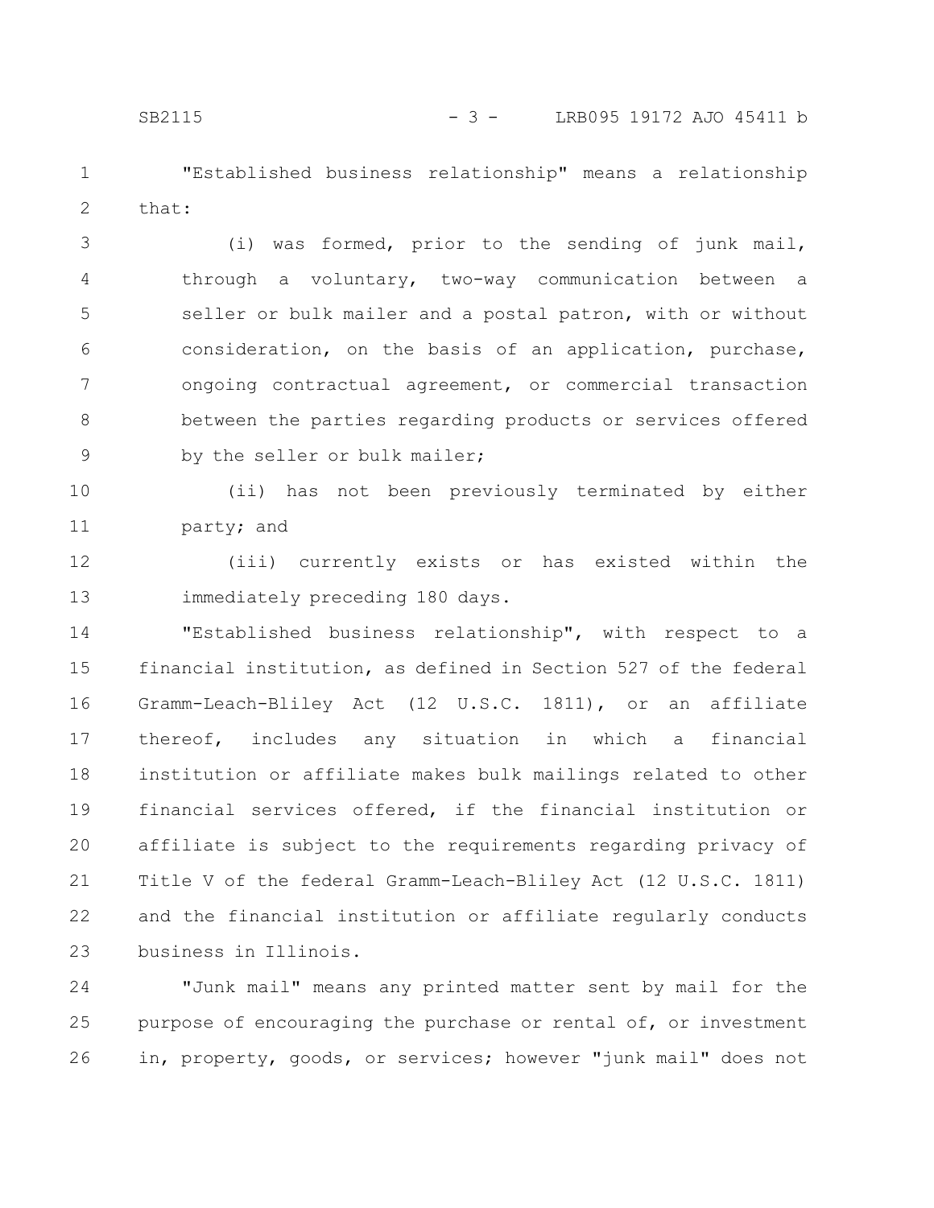"Established business relationship" means a relationship that:

(i) was formed, prior to the sending of junk mail, through a voluntary, two-way communication between a seller or bulk mailer and a postal patron, with or without consideration, on the basis of an application, purchase, ongoing contractual agreement, or commercial transaction between the parties regarding products or services offered by the seller or bulk mailer;

(ii) has not been previously terminated by either party; and

(iii) currently exists or has existed within the immediately preceding 180 days.

"Established business relationship", with respect to a financial institution, as defined in Section 527 of the federal Gramm-Leach-Bliley Act (12 U.S.C. 1811), or an affiliate thereof, includes any situation in which a financial institution or affiliate makes bulk mailings related to other financial services offered, if the financial institution or affiliate is subject to the requirements regarding privacy of Title V of the federal Gramm-Leach-Bliley Act (12 U.S.C. 1811) and the financial institution or affiliate regularly conducts business in Illinois.

"Junk mail" means any printed matter sent by mail for the purpose of encouraging the purchase or rental of, or investment in, property, goods, or services; however "junk mail" does not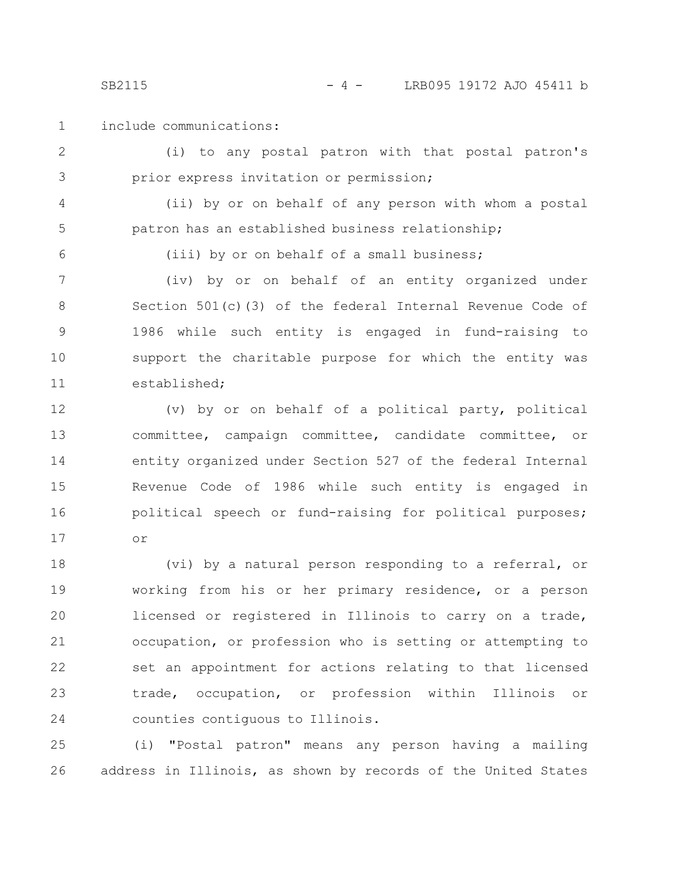include communications:

(i) to any postal patron with that postal patron's prior express invitation or permission;

(ii) by or on behalf of any person with whom a postal patron has an established business relationship;

(iii) by or on behalf of a small business;

(iv) by or on behalf of an entity organized under Section 501(c)(3) of the federal Internal Revenue Code of 1986 while such entity is engaged in fund-raising to support the charitable purpose for which the entity was established;

(v) by or on behalf of a political party, political committee, campaign committee, candidate committee, or entity organized under Section 527 of the federal Internal Revenue Code of 1986 while such entity is engaged in political speech or fund-raising for political purposes; or

(vi) by a natural person responding to a referral, or working from his or her primary residence, or a person licensed or registered in Illinois to carry on a trade, occupation, or profession who is setting or attempting to set an appointment for actions relating to that licensed trade, occupation, or profession within Illinois or counties contiguous to Illinois.

(i) "Postal patron" means any person having a mailing address in Illinois, as shown by records of the United States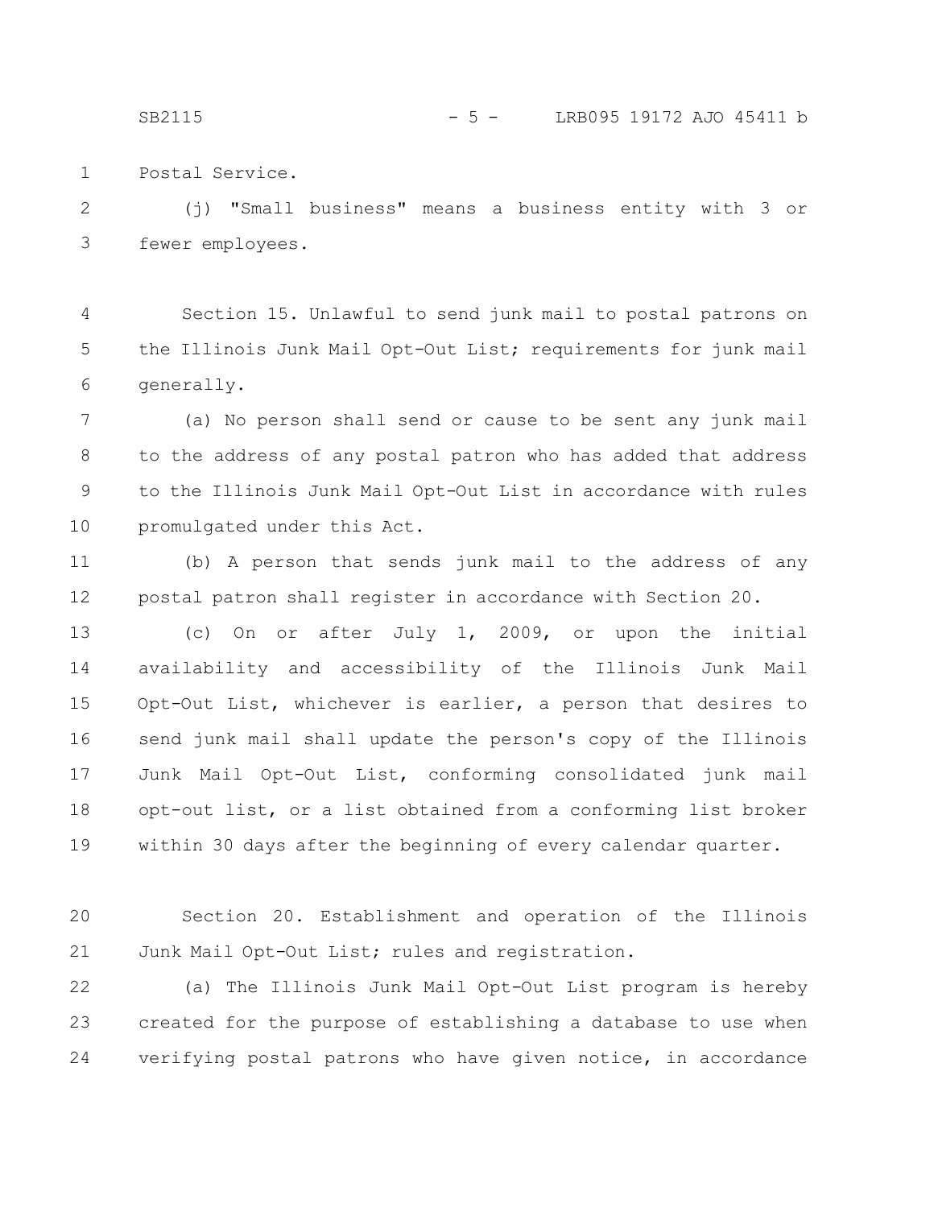Postal Service.

(j) "Small business" means a business entity with 3 or fewer employees.

Section 15. Unlawful to send junk mail to postal patrons on the Illinois Junk Mail Opt-Out List; requirements for junk mail generally.

(a) No person shall send or cause to be sent any junk mail to the address of any postal patron who has added that address to the Illinois Junk Mail Opt-Out List in accordance with rules promulgated under this Act.

(b) A person that sends junk mail to the address of any postal patron shall register in accordance with Section 20.

(c) On or after July 1, 2009, or upon the initial availability and accessibility of the Illinois Junk Mail Opt-Out List, whichever is earlier, a person that desires to send junk mail shall update the person's copy of the Illinois Junk Mail Opt-Out List, conforming consolidated junk mail opt-out list, or a list obtained from a conforming list broker within 30 days after the beginning of every calendar quarter.

Section 20. Establishment and operation of the Illinois Junk Mail Opt-Out List; rules and registration.

(a) The Illinois Junk Mail Opt-Out List program is hereby created for the purpose of establishing a database to use when verifying postal patrons who have given notice, in accordance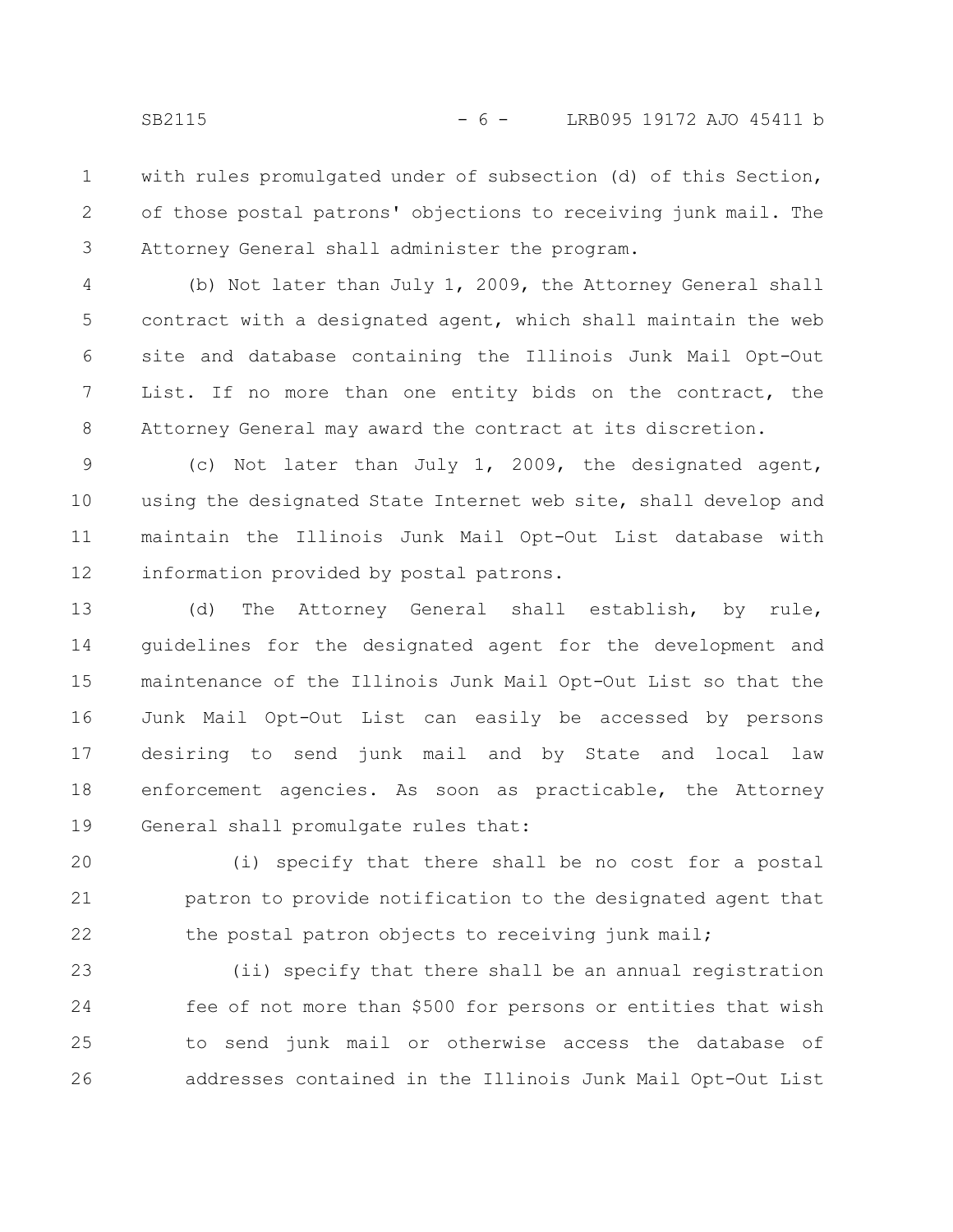with rules promulgated under of subsection (d) of this Section, of those postal patrons' objections to receiving junk mail. The Attorney General shall administer the program.

(b) Not later than July 1, 2009, the Attorney General shall contract with a designated agent, which shall maintain the web site and database containing the Illinois Junk Mail Opt-Out List. If no more than one entity bids on the contract, the Attorney General may award the contract at its discretion.

(c) Not later than July 1, 2009, the designated agent, using the designated State Internet web site, shall develop and maintain the Illinois Junk Mail Opt-Out List database with information provided by postal patrons.

(d) The Attorney General shall establish, by rule, guidelines for the designated agent for the development and maintenance of the Illinois Junk Mail Opt-Out List so that the Junk Mail Opt-Out List can easily be accessed by persons desiring to send junk mail and by State and local law enforcement agencies. As soon as practicable, the Attorney General shall promulgate rules that:

(i) specify that there shall be no cost for a postal patron to provide notification to the designated agent that the postal patron objects to receiving junk mail;

(ii) specify that there shall be an annual registration fee of not more than $500 for persons or entities that wish to send junk mail or otherwise access the database of addresses contained in the Illinois Junk Mail Opt-Out List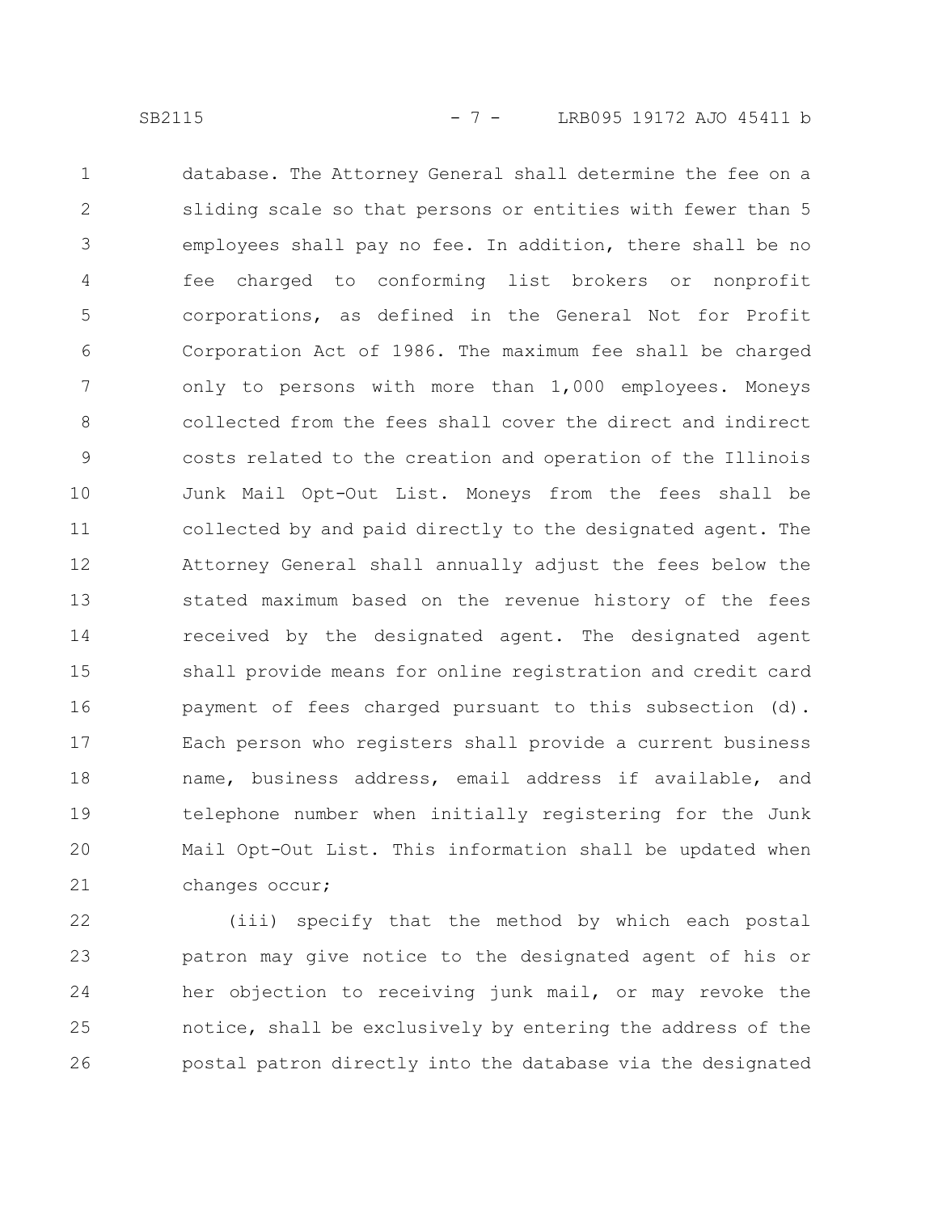database. The Attorney General shall determine the fee on a sliding scale so that persons or entities with fewer than 5 employees shall pay no fee. In addition, there shall be no fee charged to conforming list brokers or nonprofit corporations, as defined in the General Not for Profit Corporation Act of 1986. The maximum fee shall be charged only to persons with more than 1,000 employees. Moneys collected from the fees shall cover the direct and indirect costs related to the creation and operation of the Illinois Junk Mail Opt-Out List. Moneys from the fees shall be collected by and paid directly to the designated agent. The Attorney General shall annually adjust the fees below the stated maximum based on the revenue history of the fees received by the designated agent. The designated agent shall provide means for online registration and credit card payment of fees charged pursuant to this subsection (d). Each person who registers shall provide a current business name, business address, email address if available, and telephone number when initially registering for the Junk Mail Opt-Out List. This information shall be updated when changes occur;

(iii) specify that the method by which each postal patron may give notice to the designated agent of his or her objection to receiving junk mail, or may revoke the notice, shall be exclusively by entering the address of the postal patron directly into the database via the designated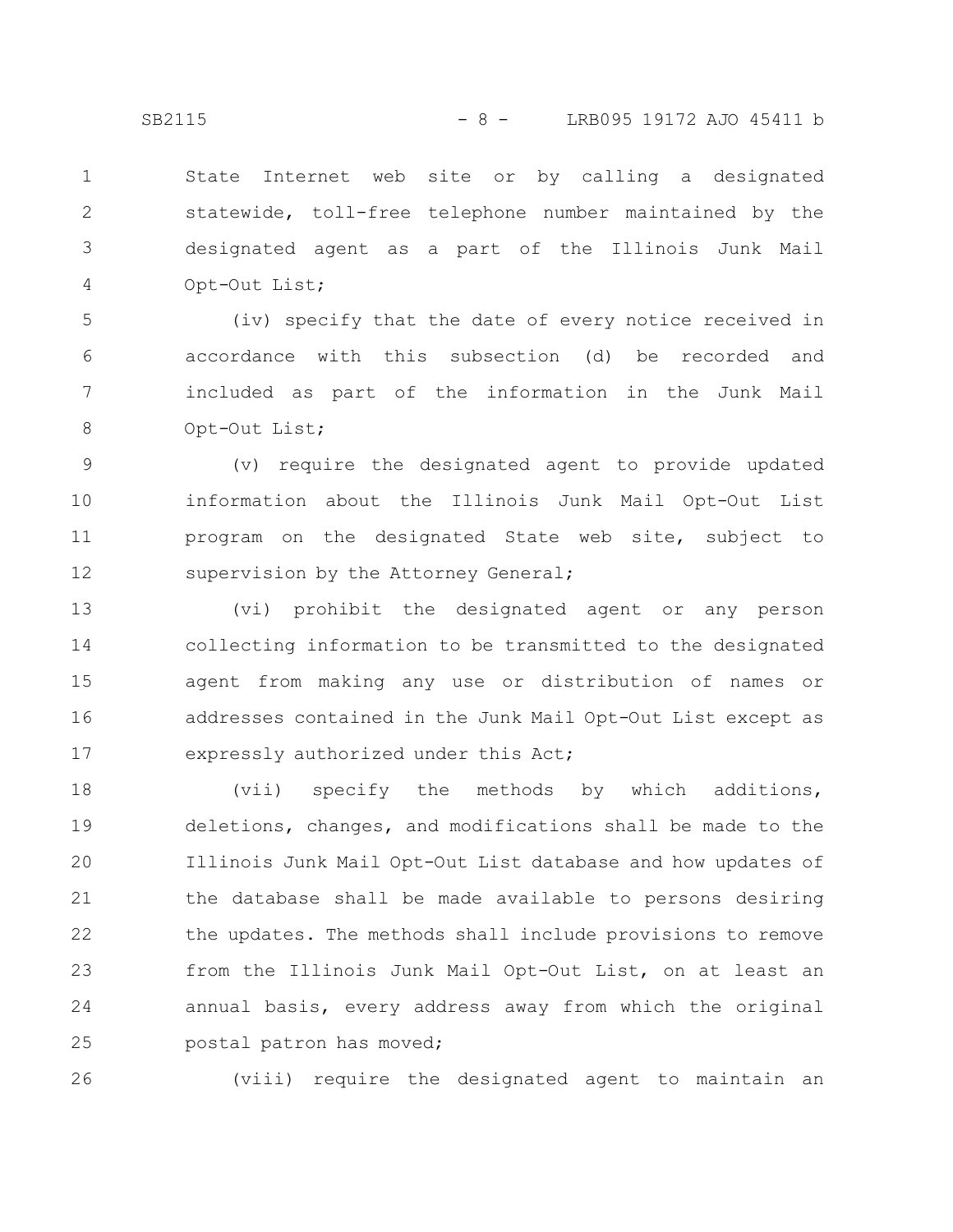State Internet web site or by calling a designated statewide, toll-free telephone number maintained by the designated agent as a part of the Illinois Junk Mail Opt-Out List;

(iv) specify that the date of every notice received in accordance with this subsection (d) be recorded and included as part of the information in the Junk Mail Opt-Out List;

(v) require the designated agent to provide updated information about the Illinois Junk Mail Opt-Out List program on the designated State web site, subject to supervision by the Attorney General;

(vi) prohibit the designated agent or any person collecting information to be transmitted to the designated agent from making any use or distribution of names or addresses contained in the Junk Mail Opt-Out List except as expressly authorized under this Act;

(vii) specify the methods by which additions, deletions, changes, and modifications shall be made to the Illinois Junk Mail Opt-Out List database and how updates of the database shall be made available to persons desiring the updates. The methods shall include provisions to remove from the Illinois Junk Mail Opt-Out List, on at least an annual basis, every address away from which the original postal patron has moved;

(viii) require the designated agent to maintain an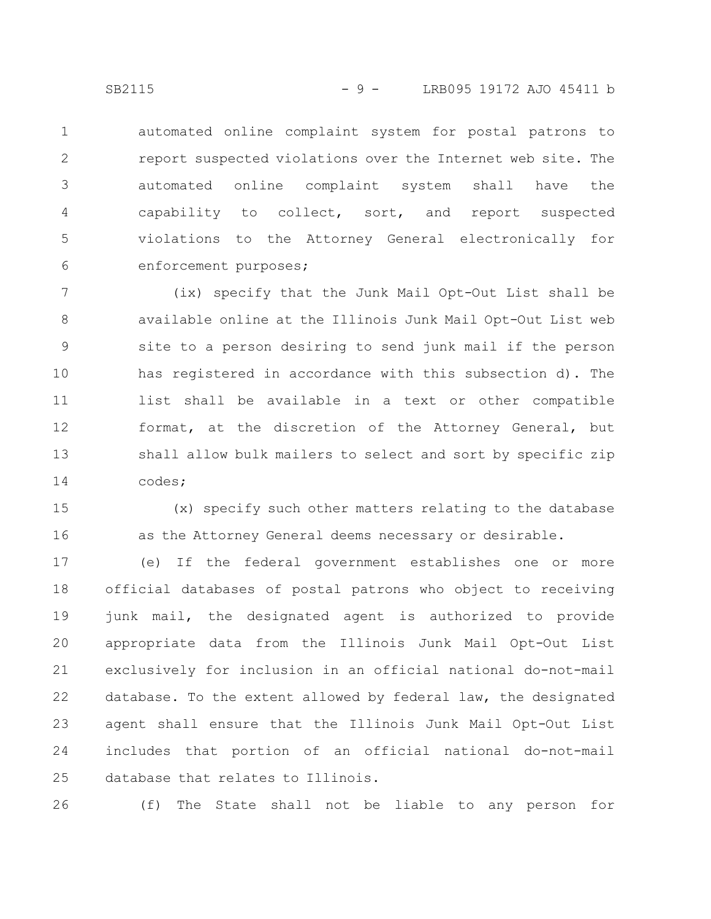automated online complaint system for postal patrons to report suspected violations over the Internet web site. The automated online complaint system shall have the capability to collect, sort, and report suspected violations to the Attorney General electronically for enforcement purposes;

(ix) specify that the Junk Mail Opt-Out List shall be available online at the Illinois Junk Mail Opt-Out List web site to a person desiring to send junk mail if the person has registered in accordance with this subsection d). The list shall be available in a text or other compatible format, at the discretion of the Attorney General, but shall allow bulk mailers to select and sort by specific zip codes;

(x) specify such other matters relating to the database as the Attorney General deems necessary or desirable.

(e) If the federal government establishes one or more official databases of postal patrons who object to receiving junk mail, the designated agent is authorized to provide appropriate data from the Illinois Junk Mail Opt-Out List exclusively for inclusion in an official national do-not-mail database. To the extent allowed by federal law, the designated agent shall ensure that the Illinois Junk Mail Opt-Out List includes that portion of an official national do-not-mail database that relates to Illinois.

(f) The State shall not be liable to any person for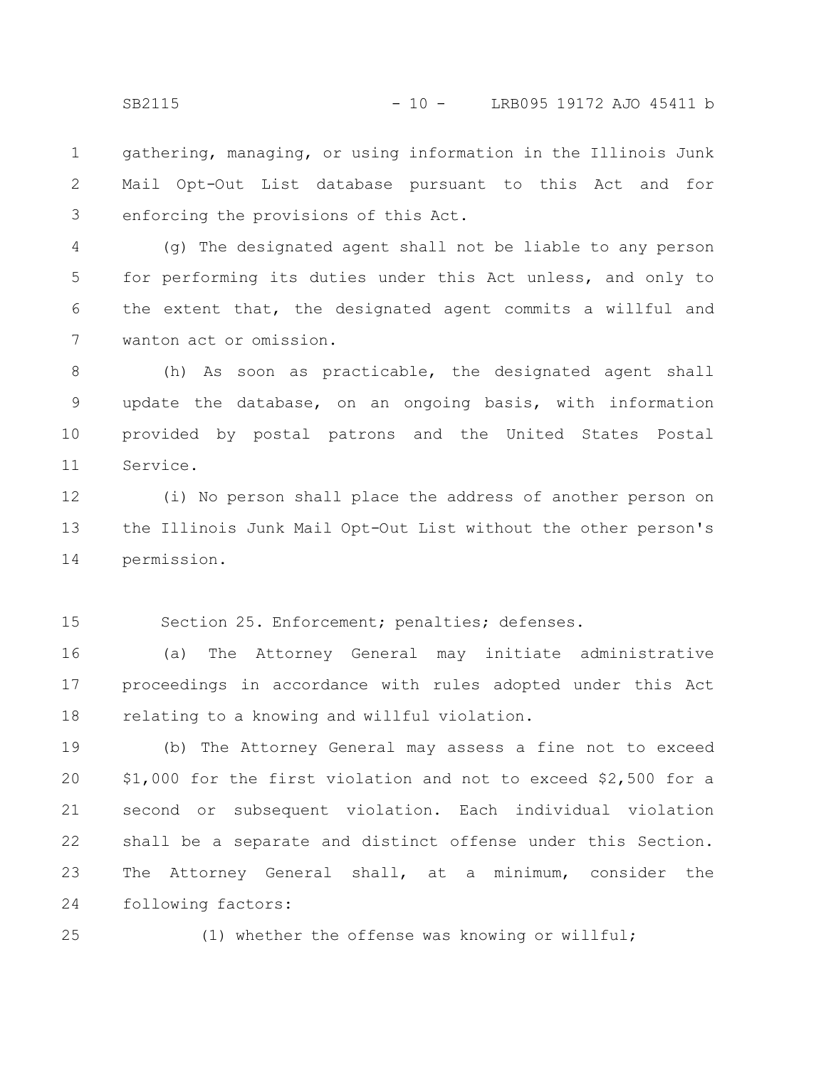gathering, managing, or using information in the Illinois Junk Mail Opt-Out List database pursuant to this Act and for enforcing the provisions of this Act.

(g) The designated agent shall not be liable to any person for performing its duties under this Act unless, and only to the extent that, the designated agent commits a willful and wanton act or omission.

(h) As soon as practicable, the designated agent shall update the database, on an ongoing basis, with information provided by postal patrons and the United States Postal Service.

(i) No person shall place the address of another person on the Illinois Junk Mail Opt-Out List without the other person's permission.

Section 25. Enforcement; penalties; defenses.

(a) The Attorney General may initiate administrative proceedings in accordance with rules adopted under this Act relating to a knowing and willful violation.

(b) The Attorney General may assess a fine not to exceed $1,000 for the first violation and not to exceed $2,500 for a second or subsequent violation. Each individual violation shall be a separate and distinct offense under this Section. The Attorney General shall, at a minimum, consider the following factors:

(1) whether the offense was knowing or willful;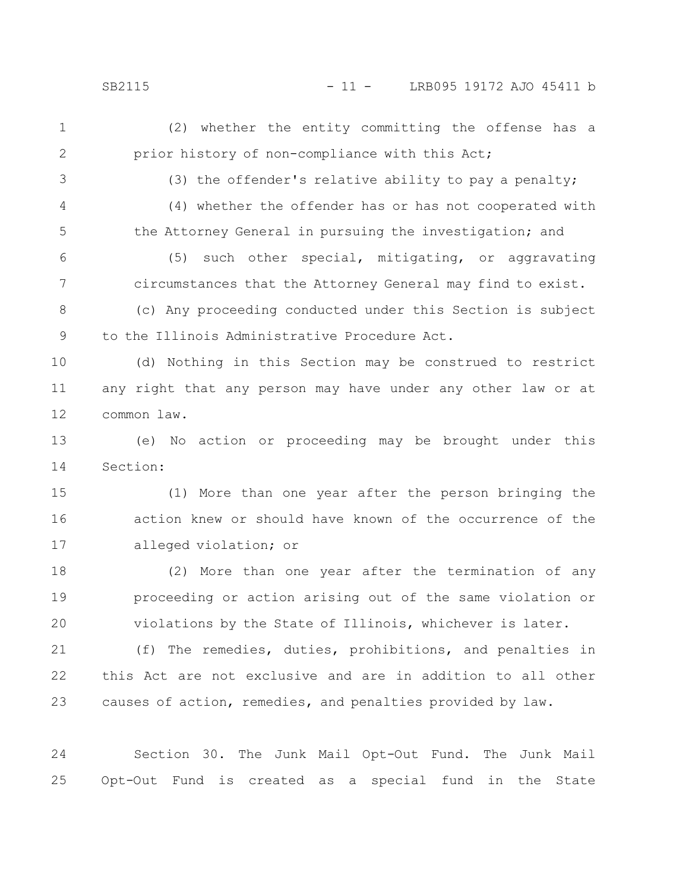(2) whether the entity committing the offense has a prior history of non-compliance with this Act;

(3) the offender's relative ability to pay a penalty;

(4) whether the offender has or has not cooperated with the Attorney General in pursuing the investigation; and

(5) such other special, mitigating, or aggravating circumstances that the Attorney General may find to exist.

(c) Any proceeding conducted under this Section is subject to the Illinois Administrative Procedure Act.

(d) Nothing in this Section may be construed to restrict any right that any person may have under any other law or at common law.

(e) No action or proceeding may be brought under this Section:

(1) More than one year after the person bringing the action knew or should have known of the occurrence of the alleged violation; or

(2) More than one year after the termination of any proceeding or action arising out of the same violation or violations by the State of Illinois, whichever is later.

(f) The remedies, duties, prohibitions, and penalties in this Act are not exclusive and are in addition to all other causes of action, remedies, and penalties provided by law.

Section 30. The Junk Mail Opt-Out Fund. The Junk Mail Opt-Out Fund is created as a special fund in the State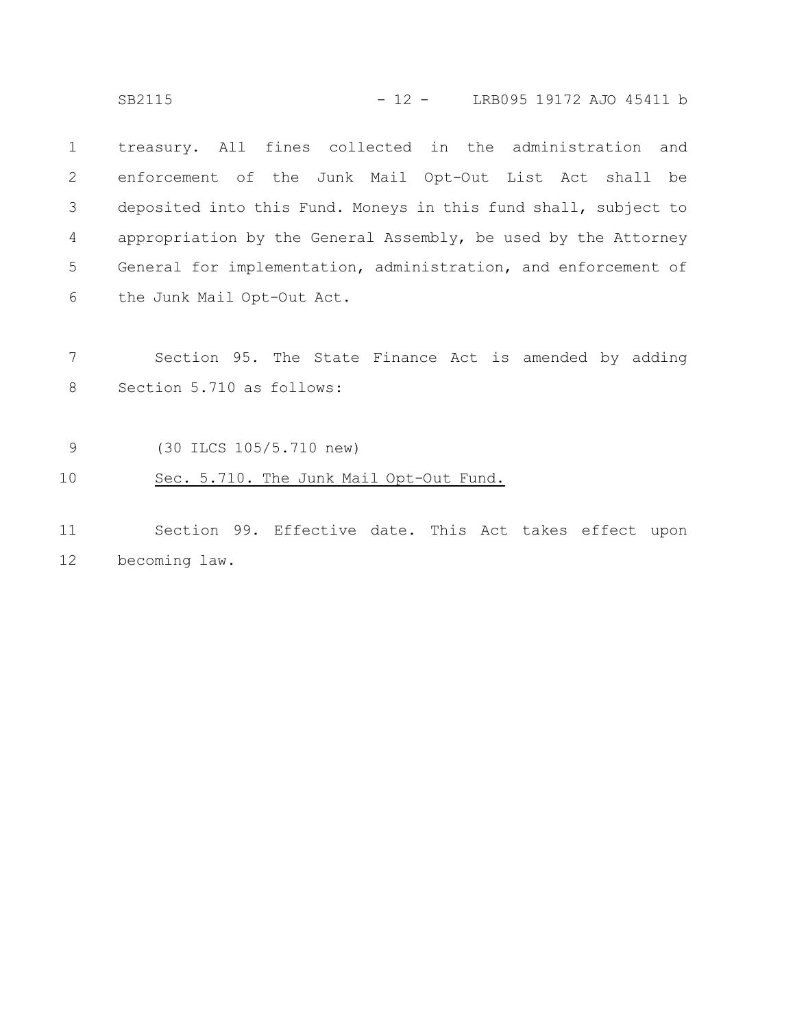treasury. All fines collected in the administration and enforcement of the Junk Mail Opt-Out List Act shall be deposited into this Fund. Moneys in this fund shall, subject to appropriation by the General Assembly, be used by the Attorney General for implementation, administration, and enforcement of the Junk Mail Opt-Out Act.

Section 95. The State Finance Act is amended by adding Section 5.710 as follows:

(30 ILCS 105/5.710 new)

Sec. 5.710. The Junk Mail Opt-Out Fund.

Section 99. Effective date. This Act takes effect upon becoming law.